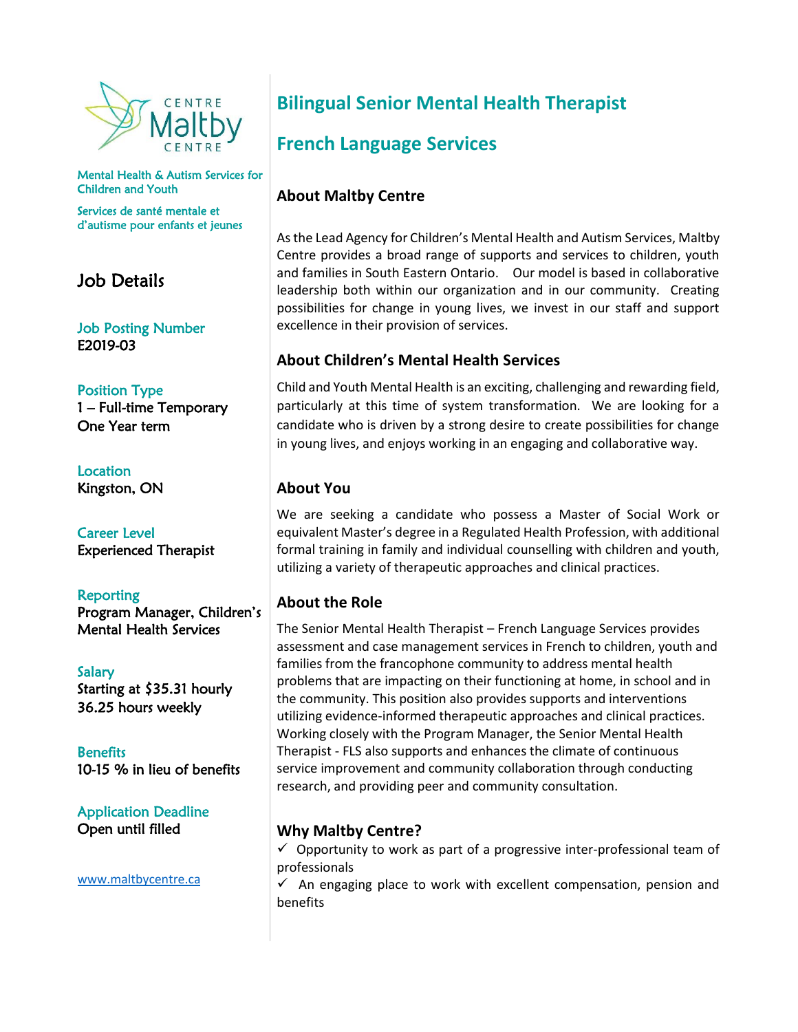CENTRE
Maltby
CENTRE

Mental Health & Autism Services for Children and Youth

Services de santé mentale et d'autisme pour enfants et jeunes

## Job Details

**Job Posting Number**
E2019-03

**Position Type**
1 – Full-time Temporary
One Year term

**Location**
Kingston, ON

**Career Level**
Experienced Therapist

**Reporting**
Program Manager, Children's Mental Health Services

**Salary**
Starting at $35.31 hourly
36.25 hours weekly

**Benefits**
10-15 % in lieu of benefits

**Application Deadline**
Open until filled

www.maltbycentre.ca

# Bilingual Senior Mental Health Therapist

# French Language Services

### About Maltby Centre

As the Lead Agency for Children's Mental Health and Autism Services, Maltby Centre provides a broad range of supports and services to children, youth and families in South Eastern Ontario. Our model is based in collaborative leadership both within our organization and in our community. Creating possibilities for change in young lives, we invest in our staff and support excellence in their provision of services.

### About Children's Mental Health Services

Child and Youth Mental Health is an exciting, challenging and rewarding field, particularly at this time of system transformation. We are looking for a candidate who is driven by a strong desire to create possibilities for change in young lives, and enjoys working in an engaging and collaborative way.

### About You

We are seeking a candidate who possess a Master of Social Work or equivalent Master's degree in a Regulated Health Profession, with additional formal training in family and individual counselling with children and youth, utilizing a variety of therapeutic approaches and clinical practices.

### About the Role

The Senior Mental Health Therapist – French Language Services provides assessment and case management services in French to children, youth and families from the francophone community to address mental health problems that are impacting on their functioning at home, in school and in the community. This position also provides supports and interventions utilizing evidence-informed therapeutic approaches and clinical practices. Working closely with the Program Manager, the Senior Mental Health Therapist - FLS also supports and enhances the climate of continuous service improvement and community collaboration through conducting research, and providing peer and community consultation.

### Why Maltby Centre?

✓ Opportunity to work as part of a progressive inter-professional team of professionals

✓ An engaging place to work with excellent compensation, pension and benefits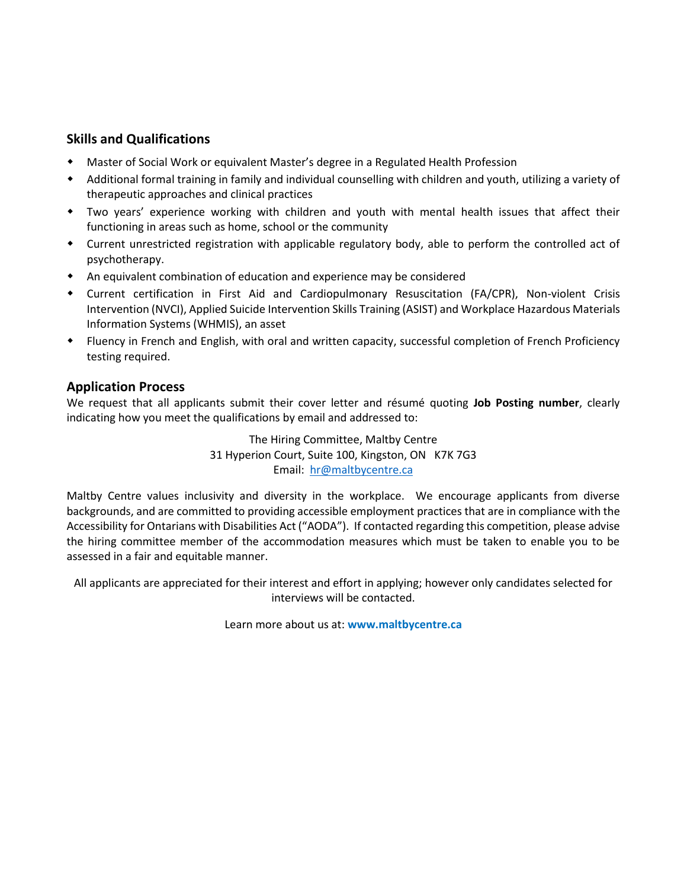## Skills and Qualifications

- Master of Social Work or equivalent Master's degree in a Regulated Health Profession
- Additional formal training in family and individual counselling with children and youth, utilizing a variety of therapeutic approaches and clinical practices
- Two years' experience working with children and youth with mental health issues that affect their functioning in areas such as home, school or the community
- Current unrestricted registration with applicable regulatory body, able to perform the controlled act of psychotherapy.
- An equivalent combination of education and experience may be considered
- Current certification in First Aid and Cardiopulmonary Resuscitation (FA/CPR), Non-violent Crisis Intervention (NVCI), Applied Suicide Intervention Skills Training (ASIST) and Workplace Hazardous Materials Information Systems (WHMIS), an asset
- Fluency in French and English, with oral and written capacity, successful completion of French Proficiency testing required.

## Application Process

We request that all applicants submit their cover letter and résumé quoting **Job Posting number**, clearly indicating how you meet the qualifications by email and addressed to:

The Hiring Committee, Maltby Centre
31 Hyperion Court, Suite 100, Kingston, ON K7K 7G3
Email: hr@maltbycentre.ca

Maltby Centre values inclusivity and diversity in the workplace. We encourage applicants from diverse backgrounds, and are committed to providing accessible employment practices that are in compliance with the Accessibility for Ontarians with Disabilities Act ("AODA"). If contacted regarding this competition, please advise the hiring committee member of the accommodation measures which must be taken to enable you to be assessed in a fair and equitable manner.

All applicants are appreciated for their interest and effort in applying; however only candidates selected for interviews will be contacted.

Learn more about us at: **www.maltbycentre.ca**